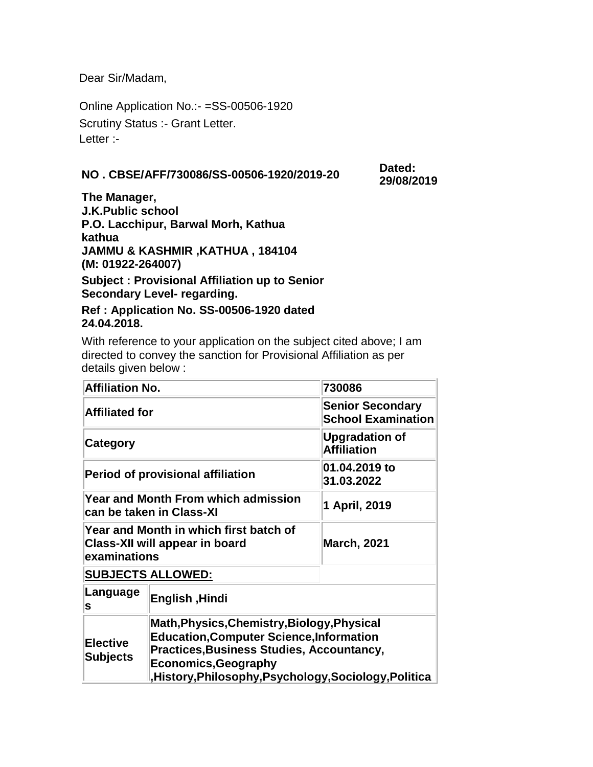Dear Sir/Madam,

Online Application No.:- =SS-00506-1920

Scrutiny Status :- Grant Letter.

Letter :-

**NO . CBSE/AFF/730086/SS-00506-1920/2019-20** **Dated: 29/08/2019**

**The Manager,**
**J.K.Public school**
**P.O. Lacchipur, Barwal Morh, Kathua**
**kathua**
**JAMMU & KASHMIR ,KATHUA , 184104**
**(M: 01922-264007)**

**Subject : Provisional Affiliation up to Senior Secondary Level- regarding.**

**Ref : Application No. SS-00506-1920 dated 24.04.2018.**

With reference to your application on the subject cited above; I am directed to convey the sanction for Provisional Affiliation as per details given below :

| | | |
|---|---|---|
| **Affiliation No.** | | **730086** |
| **Affiliated for** | | **Senior Secondary School Examination** |
| **Category** | | **Upgradation of Affiliation** |
| **Period of provisional affiliation** | | **01.04.2019 to 31.03.2022** |
| **Year and Month From which admission can be taken in Class-XI** | | **1 April, 2019** |
| **Year and Month in which first batch of Class-XII will appear in board examinations** | | **March, 2021** |
| **SUBJECTS ALLOWED:** | | |
| **Languages** | **English ,Hindi** | |
| **Elective Subjects** | **Math,Physics,Chemistry,Biology,Physical Education,Computer Science,Information Practices,Business Studies, Accountancy, Economics,Geography ,History,Philosophy,Psychology,Sociology,Politica** | |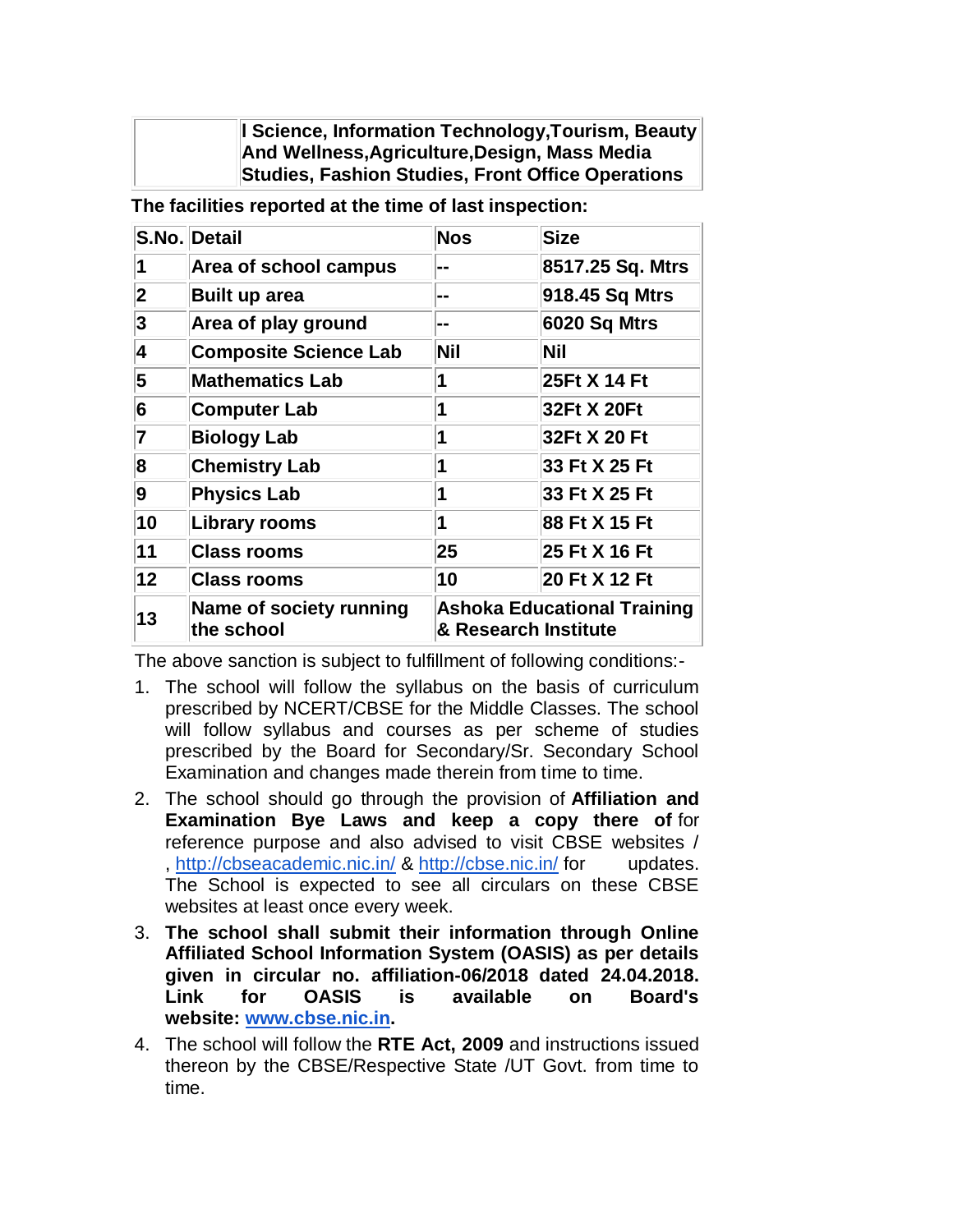| | I Science, Information Technology,Tourism, Beauty And Wellness,Agriculture,Design, Mass Media Studies, Fashion Studies, Front Office Operations |
|---|---|

**The facilities reported at the time of last inspection:**

| S.No. | Detail | Nos | Size |
|---|---|---|---|
| 1 | Area of school campus | -- | 8517.25 Sq. Mtrs |
| 2 | Built up area | -- | 918.45 Sq Mtrs |
| 3 | Area of play ground | -- | 6020 Sq Mtrs |
| 4 | Composite Science Lab | Nil | Nil |
| 5 | Mathematics Lab | 1 | 25Ft X 14 Ft |
| 6 | Computer Lab | 1 | 32Ft X 20Ft |
| 7 | Biology Lab | 1 | 32Ft X 20 Ft |
| 8 | Chemistry Lab | 1 | 33 Ft X 25 Ft |
| 9 | Physics Lab | 1 | 33 Ft X 25 Ft |
| 10 | Library rooms | 1 | 88 Ft X 15 Ft |
| 11 | Class rooms | 25 | 25 Ft X 16 Ft |
| 12 | Class rooms | 10 | 20 Ft X 12 Ft |
| 13 | Name of society running the school | Ashoka Educational Training & Research Institute | |

The above sanction is subject to fulfillment of following conditions:-

1. The school will follow the syllabus on the basis of curriculum prescribed by NCERT/CBSE for the Middle Classes. The school will follow syllabus and courses as per scheme of studies prescribed by the Board for Secondary/Sr. Secondary School Examination and changes made therein from time to time.
2. The school should go through the provision of **Affiliation and Examination Bye Laws and keep a copy there of** for reference purpose and also advised to visit CBSE websites / , http://cbseacademic.nic.in/ & http://cbse.nic.in/ for updates. The School is expected to see all circulars on these CBSE websites at least once every week.
3. **The school shall submit their information through Online Affiliated School Information System (OASIS) as per details given in circular no. affiliation-06/2018 dated 24.04.2018. Link for OASIS is available on Board's website: www.cbse.nic.in.**
4. The school will follow the **RTE Act, 2009** and instructions issued thereon by the CBSE/Respective State /UT Govt. from time to time.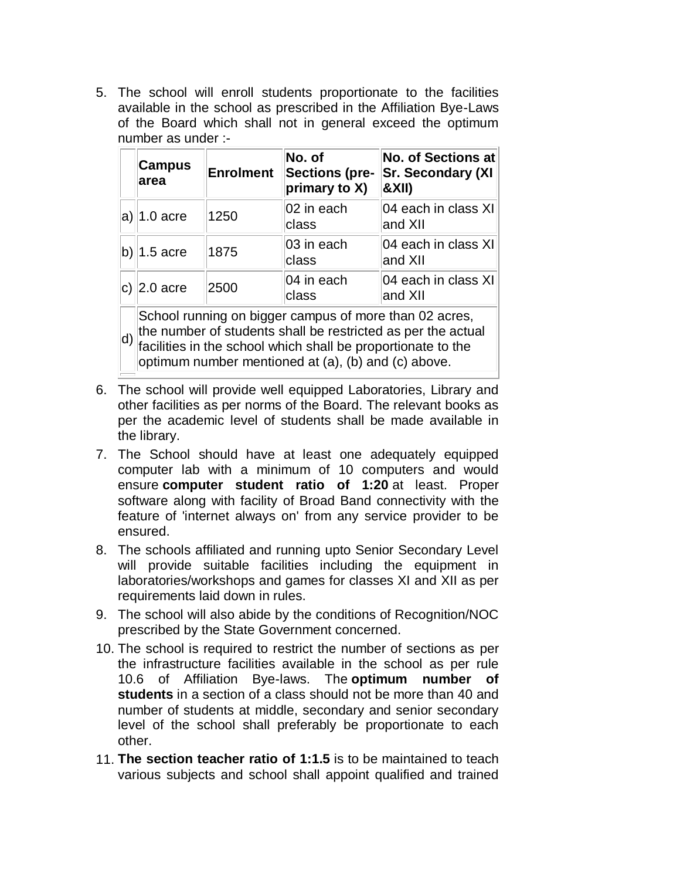5. The school will enroll students proportionate to the facilities available in the school as prescribed in the Affiliation Bye-Laws of the Board which shall not in general exceed the optimum number as under :-

| | **Campus area** | **Enrolment** | **No. of Sections (pre-primary to X)** | **No. of Sections at Sr. Secondary (XI &XII)** |
|---|---|---|---|---|
| a) | 1.0 acre | 1250 | 02 in each class | 04 each in class XI and XII |
| b) | 1.5 acre | 1875 | 03 in each class | 04 each in class XI and XII |
| c) | 2.0 acre | 2500 | 04 in each class | 04 each in class XI and XII |
| d) | School running on bigger campus of more than 02 acres, the number of students shall be restricted as per the actual facilities in the school which shall be proportionate to the optimum number mentioned at (a), (b) and (c) above. | | | |

6. The school will provide well equipped Laboratories, Library and other facilities as per norms of the Board. The relevant books as per the academic level of students shall be made available in the library.
7. The School should have at least one adequately equipped computer lab with a minimum of 10 computers and would ensure **computer student ratio of 1:20** at least. Proper software along with facility of Broad Band connectivity with the feature of 'internet always on' from any service provider to be ensured.
8. The schools affiliated and running upto Senior Secondary Level will provide suitable facilities including the equipment in laboratories/workshops and games for classes XI and XII as per requirements laid down in rules.
9. The school will also abide by the conditions of Recognition/NOC prescribed by the State Government concerned.
10. The school is required to restrict the number of sections as per the infrastructure facilities available in the school as per rule 10.6 of Affiliation Bye-laws. The **optimum number of students** in a section of a class should not be more than 40 and number of students at middle, secondary and senior secondary level of the school shall preferably be proportionate to each other.
11. **The section teacher ratio of 1:1.5** is to be maintained to teach various subjects and school shall appoint qualified and trained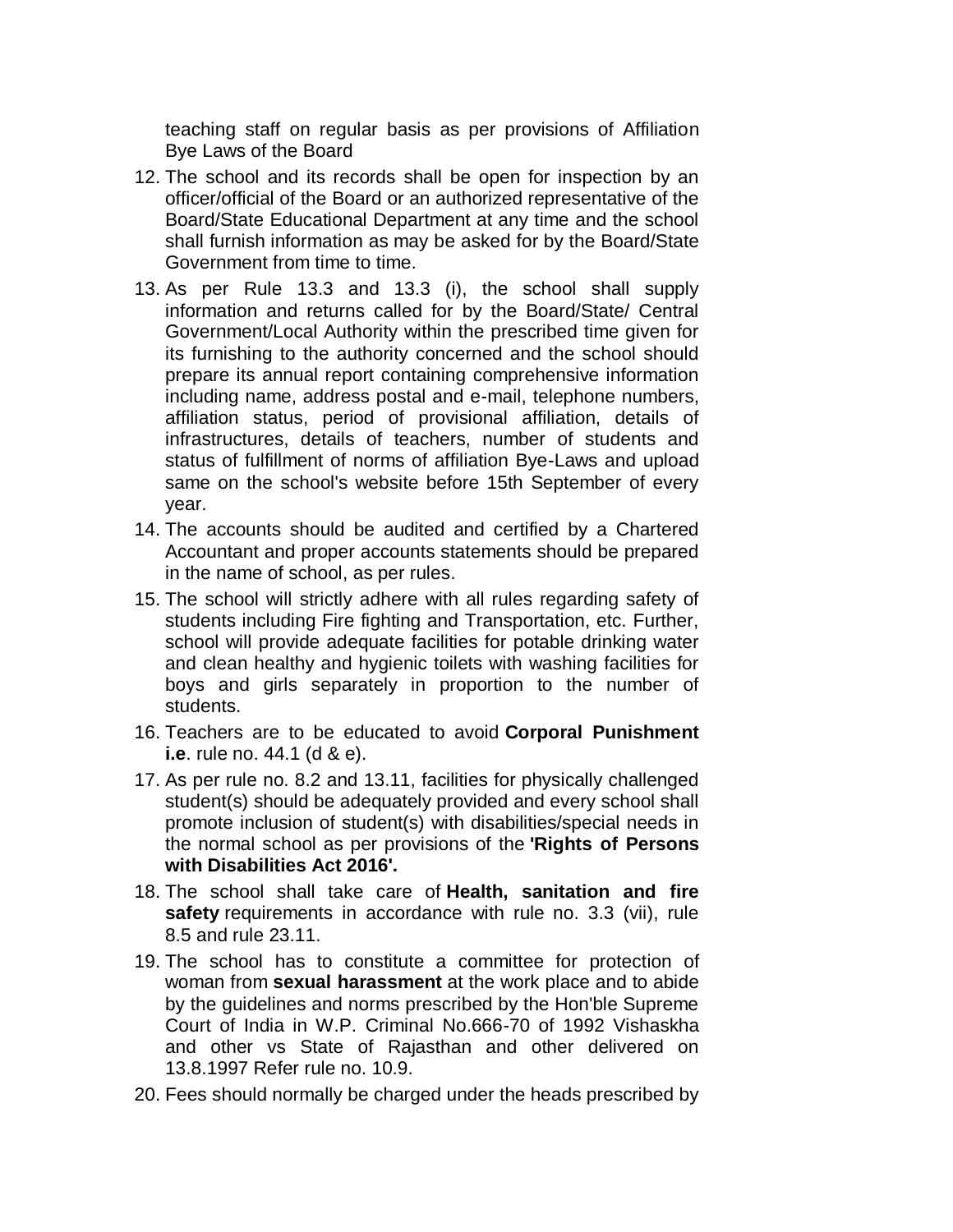teaching staff on regular basis as per provisions of Affiliation Bye Laws of the Board

12. The school and its records shall be open for inspection by an officer/official of the Board or an authorized representative of the Board/State Educational Department at any time and the school shall furnish information as may be asked for by the Board/State Government from time to time.
13. As per Rule 13.3 and 13.3 (i), the school shall supply information and returns called for by the Board/State/ Central Government/Local Authority within the prescribed time given for its furnishing to the authority concerned and the school should prepare its annual report containing comprehensive information including name, address postal and e-mail, telephone numbers, affiliation status, period of provisional affiliation, details of infrastructures, details of teachers, number of students and status of fulfillment of norms of affiliation Bye-Laws and upload same on the school's website before 15th September of every year.
14. The accounts should be audited and certified by a Chartered Accountant and proper accounts statements should be prepared in the name of school, as per rules.
15. The school will strictly adhere with all rules regarding safety of students including Fire fighting and Transportation, etc. Further, school will provide adequate facilities for potable drinking water and clean healthy and hygienic toilets with washing facilities for boys and girls separately in proportion to the number of students.
16. Teachers are to be educated to avoid **Corporal Punishment i.e**. rule no. 44.1 (d & e).
17. As per rule no. 8.2 and 13.11, facilities for physically challenged student(s) should be adequately provided and every school shall promote inclusion of student(s) with disabilities/special needs in the normal school as per provisions of the **'Rights of Persons with Disabilities Act 2016'.**
18. The school shall take care of **Health, sanitation and fire safety** requirements in accordance with rule no. 3.3 (vii), rule 8.5 and rule 23.11.
19. The school has to constitute a committee for protection of woman from **sexual harassment** at the work place and to abide by the guidelines and norms prescribed by the Hon'ble Supreme Court of India in W.P. Criminal No.666-70 of 1992 Vishaskha and other vs State of Rajasthan and other delivered on 13.8.1997 Refer rule no. 10.9.
20. Fees should normally be charged under the heads prescribed by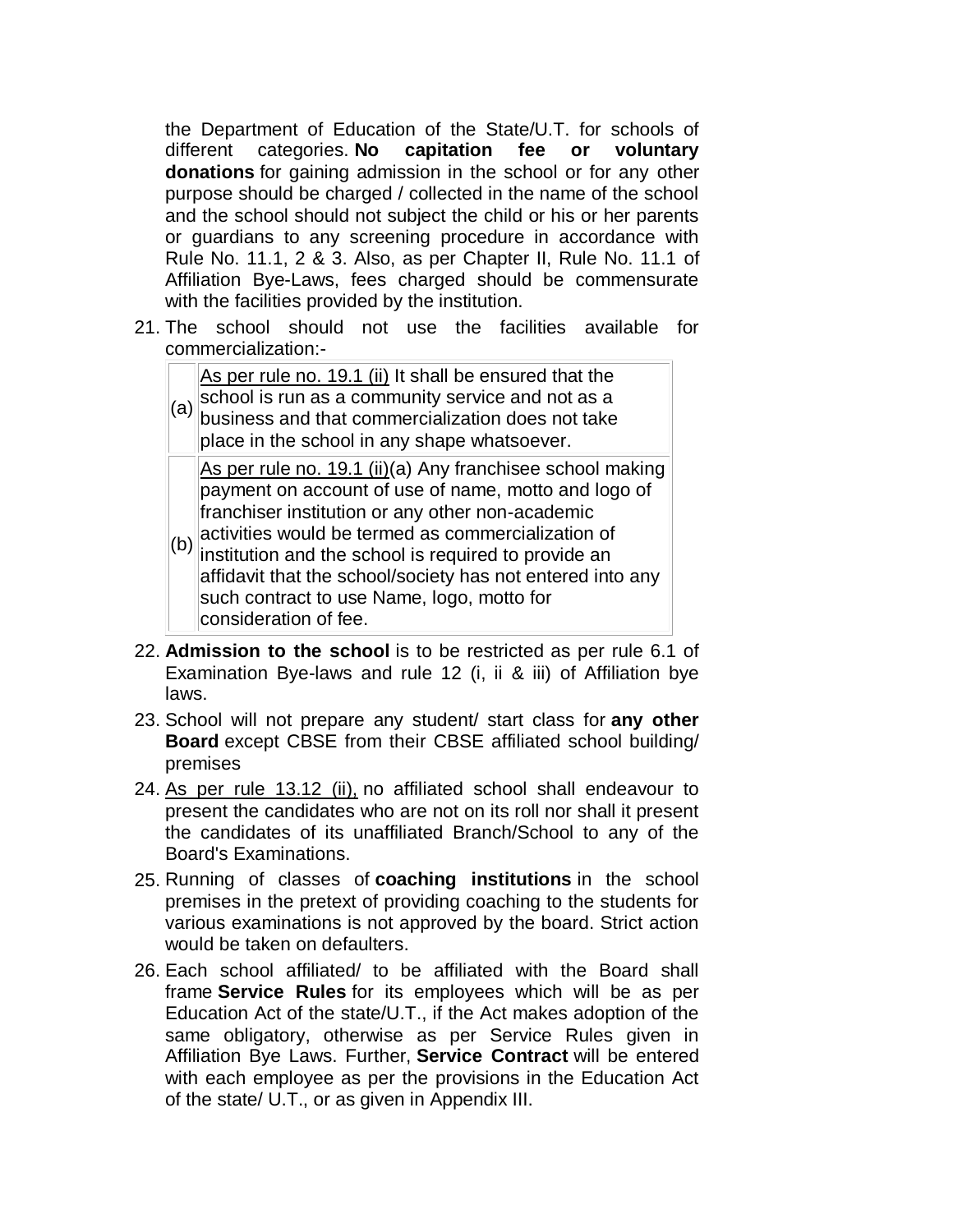the Department of Education of the State/U.T. for schools of different categories. **No capitation fee or voluntary donations** for gaining admission in the school or for any other purpose should be charged / collected in the name of the school and the school should not subject the child or his or her parents or guardians to any screening procedure in accordance with Rule No. 11.1, 2 & 3. Also, as per Chapter II, Rule No. 11.1 of Affiliation Bye-Laws, fees charged should be commensurate with the facilities provided by the institution.

21. The school should not use the facilities available for commercialization:-

| | |
|---|---|
| (a) | <u>As per rule no. 19.1 (ii)</u> It shall be ensured that the school is run as a community service and not as a business and that commercialization does not take place in the school in any shape whatsoever. |
| (b) | <u>As per rule no. 19.1 (ii)</u>(a) Any franchisee school making payment on account of use of name, motto and logo of franchiser institution or any other non-academic activities would be termed as commercialization of institution and the school is required to provide an affidavit that the school/society has not entered into any such contract to use Name, logo, motto for consideration of fee. |

22. **Admission to the school** is to be restricted as per rule 6.1 of Examination Bye-laws and rule 12 (i, ii & iii) of Affiliation bye laws.

23. School will not prepare any student/ start class for **any other Board** except CBSE from their CBSE affiliated school building/ premises

24. <u>As per rule 13.12 (ii),</u> no affiliated school shall endeavour to present the candidates who are not on its roll nor shall it present the candidates of its unaffiliated Branch/School to any of the Board's Examinations.

25. Running of classes of **coaching institutions** in the school premises in the pretext of providing coaching to the students for various examinations is not approved by the board. Strict action would be taken on defaulters.

26. Each school affiliated/ to be affiliated with the Board shall frame **Service Rules** for its employees which will be as per Education Act of the state/U.T., if the Act makes adoption of the same obligatory, otherwise as per Service Rules given in Affiliation Bye Laws. Further, **Service Contract** will be entered with each employee as per the provisions in the Education Act of the state/ U.T., or as given in Appendix III.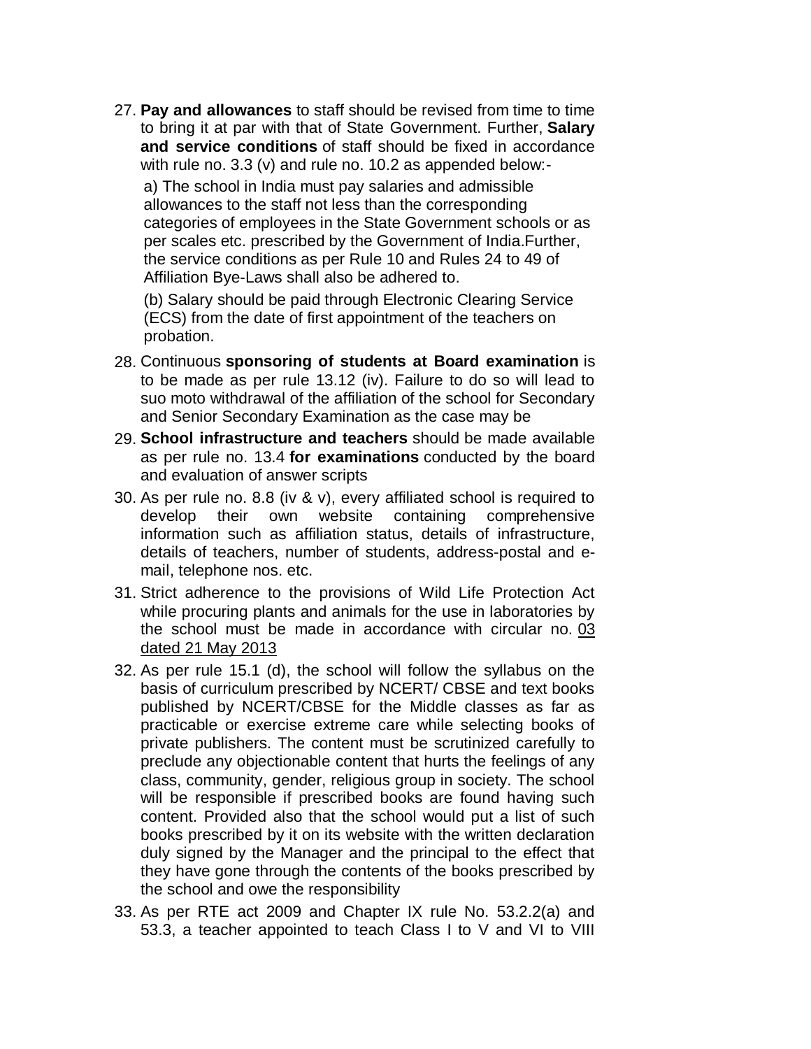27. **Pay and allowances** to staff should be revised from time to time to bring it at par with that of State Government. Further, **Salary and service conditions** of staff should be fixed in accordance with rule no. 3.3 (v) and rule no. 10.2 as appended below:-

    a) The school in India must pay salaries and admissible allowances to the staff not less than the corresponding categories of employees in the State Government schools or as per scales etc. prescribed by the Government of India.Further, the service conditions as per Rule 10 and Rules 24 to 49 of Affiliation Bye-Laws shall also be adhered to.

    (b) Salary should be paid through Electronic Clearing Service (ECS) from the date of first appointment of the teachers on probation.

28. Continuous **sponsoring of students at Board examination** is to be made as per rule 13.12 (iv). Failure to do so will lead to suo moto withdrawal of the affiliation of the school for Secondary and Senior Secondary Examination as the case may be
29. **School infrastructure and teachers** should be made available as per rule no. 13.4 **for examinations** conducted by the board and evaluation of answer scripts
30. As per rule no. 8.8 (iv & v), every affiliated school is required to develop their own website containing comprehensive information such as affiliation status, details of infrastructure, details of teachers, number of students, address-postal and e-mail, telephone nos. etc.
31. Strict adherence to the provisions of Wild Life Protection Act while procuring plants and animals for the use in laboratories by the school must be made in accordance with circular no. 03 dated 21 May 2013
32. As per rule 15.1 (d), the school will follow the syllabus on the basis of curriculum prescribed by NCERT/ CBSE and text books published by NCERT/CBSE for the Middle classes as far as practicable or exercise extreme care while selecting books of private publishers. The content must be scrutinized carefully to preclude any objectionable content that hurts the feelings of any class, community, gender, religious group in society. The school will be responsible if prescribed books are found having such content. Provided also that the school would put a list of such books prescribed by it on its website with the written declaration duly signed by the Manager and the principal to the effect that they have gone through the contents of the books prescribed by the school and owe the responsibility
33. As per RTE act 2009 and Chapter IX rule No. 53.2.2(a) and 53.3, a teacher appointed to teach Class I to V and VI to VIII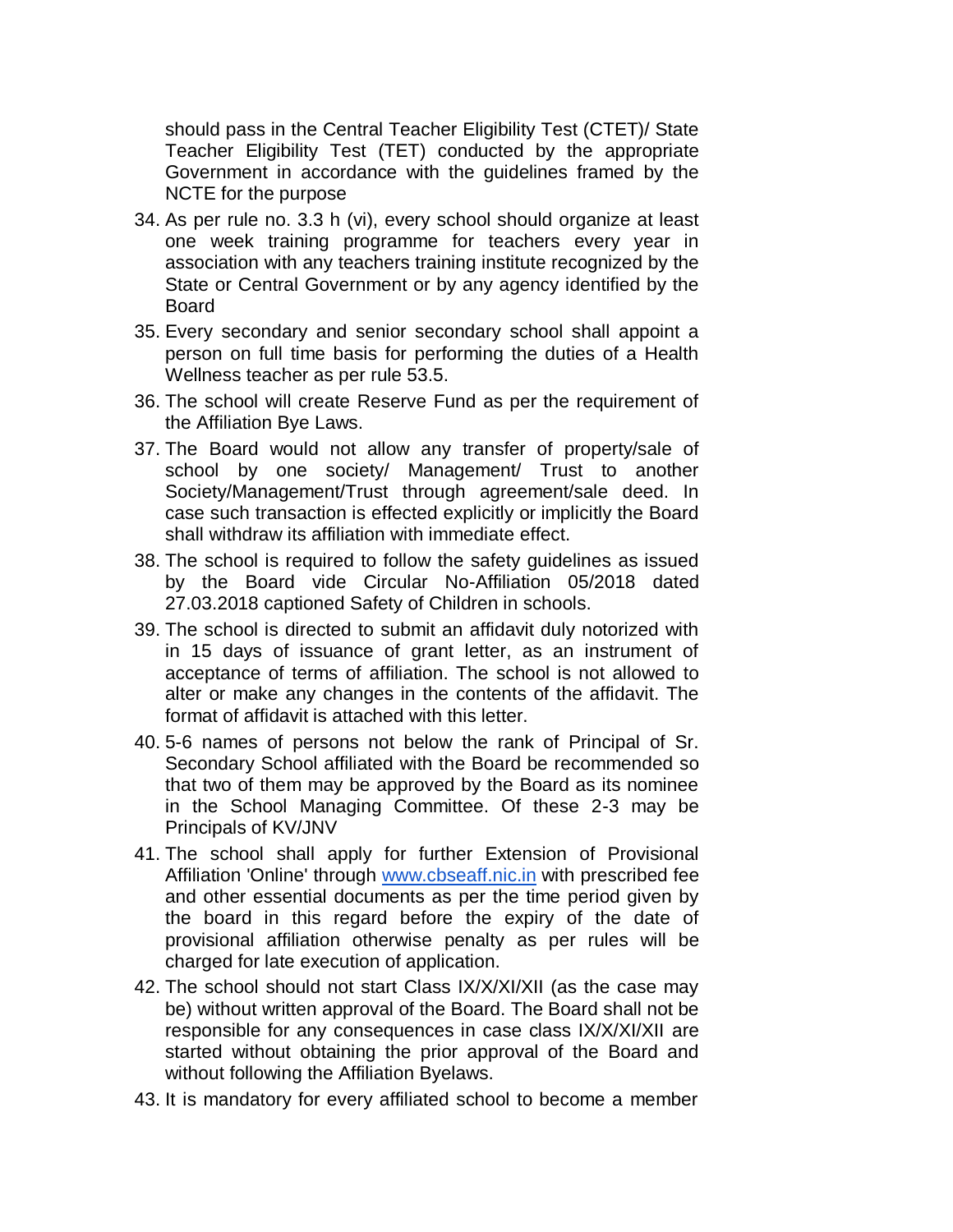should pass in the Central Teacher Eligibility Test (CTET)/ State Teacher Eligibility Test (TET) conducted by the appropriate Government in accordance with the guidelines framed by the NCTE for the purpose

34. As per rule no. 3.3 h (vi), every school should organize at least one week training programme for teachers every year in association with any teachers training institute recognized by the State or Central Government or by any agency identified by the Board
35. Every secondary and senior secondary school shall appoint a person on full time basis for performing the duties of a Health Wellness teacher as per rule 53.5.
36. The school will create Reserve Fund as per the requirement of the Affiliation Bye Laws.
37. The Board would not allow any transfer of property/sale of school by one society/ Management/ Trust to another Society/Management/Trust through agreement/sale deed. In case such transaction is effected explicitly or implicitly the Board shall withdraw its affiliation with immediate effect.
38. The school is required to follow the safety guidelines as issued by the Board vide Circular No-Affiliation 05/2018 dated 27.03.2018 captioned Safety of Children in schools.
39. The school is directed to submit an affidavit duly notorized with in 15 days of issuance of grant letter, as an instrument of acceptance of terms of affiliation. The school is not allowed to alter or make any changes in the contents of the affidavit. The format of affidavit is attached with this letter.
40. 5-6 names of persons not below the rank of Principal of Sr. Secondary School affiliated with the Board be recommended so that two of them may be approved by the Board as its nominee in the School Managing Committee. Of these 2-3 may be Principals of KV/JNV
41. The school shall apply for further Extension of Provisional Affiliation 'Online' through [www.cbseaff.nic.in](http://www.cbseaff.nic.in) with prescribed fee and other essential documents as per the time period given by the board in this regard before the expiry of the date of provisional affiliation otherwise penalty as per rules will be charged for late execution of application.
42. The school should not start Class IX/X/XI/XII (as the case may be) without written approval of the Board. The Board shall not be responsible for any consequences in case class IX/X/XI/XII are started without obtaining the prior approval of the Board and without following the Affiliation Byelaws.
43. It is mandatory for every affiliated school to become a member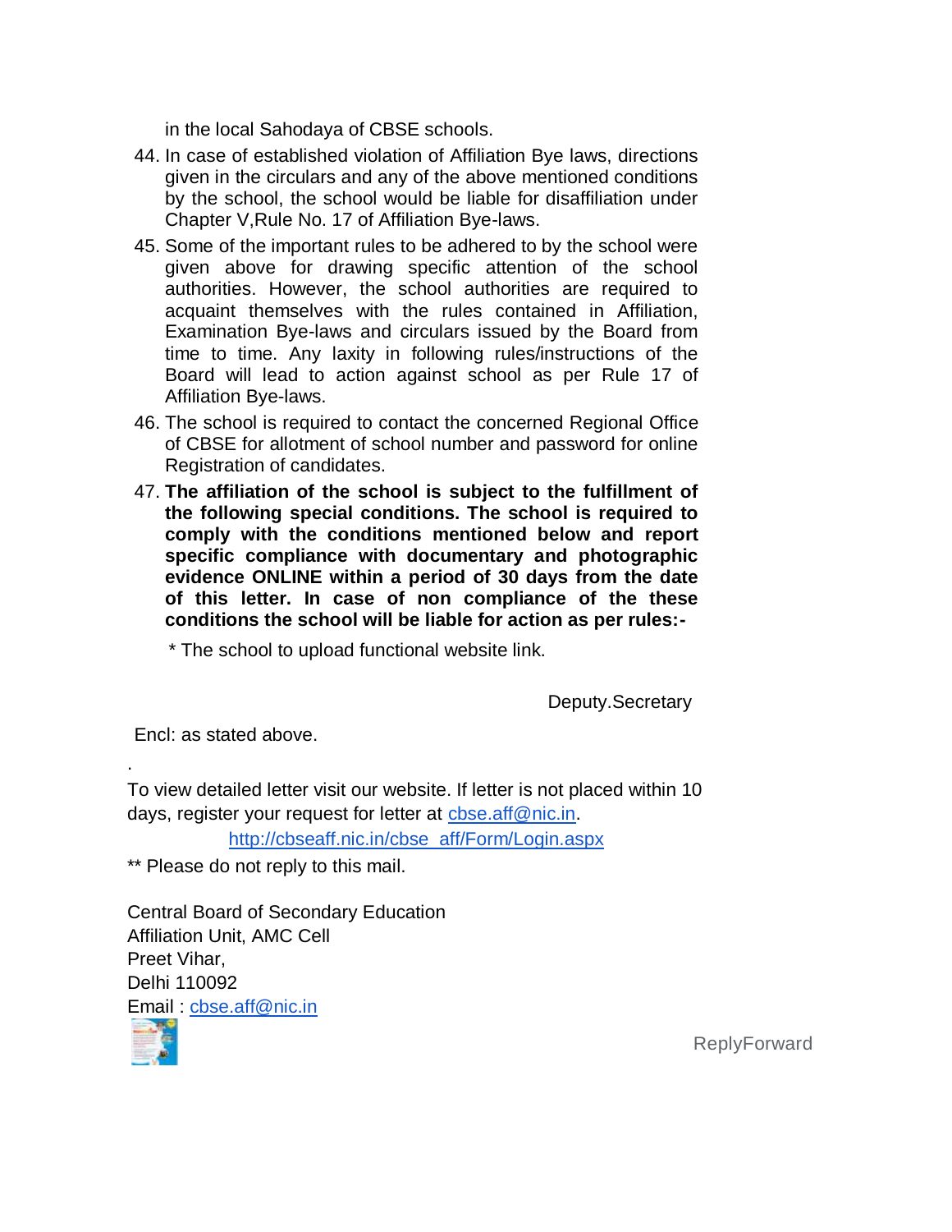in the local Sahodaya of CBSE schools.

44. In case of established violation of Affiliation Bye laws, directions given in the circulars and any of the above mentioned conditions by the school, the school would be liable for disaffiliation under Chapter V,Rule No. 17 of Affiliation Bye-laws.
45. Some of the important rules to be adhered to by the school were given above for drawing specific attention of the school authorities. However, the school authorities are required to acquaint themselves with the rules contained in Affiliation, Examination Bye-laws and circulars issued by the Board from time to time. Any laxity in following rules/instructions of the Board will lead to action against school as per Rule 17 of Affiliation Bye-laws.
46. The school is required to contact the concerned Regional Office of CBSE for allotment of school number and password for online Registration of candidates.
47. **The affiliation of the school is subject to the fulfillment of the following special conditions. The school is required to comply with the conditions mentioned below and report specific compliance with documentary and photographic evidence ONLINE within a period of 30 days from the date of this letter. In case of non compliance of the these conditions the school will be liable for action as per rules:-**

 * The school to upload functional website link.

Deputy.Secretary

Encl: as stated above.

.

To view detailed letter visit our website. If letter is not placed within 10 days, register your request for letter at cbse.aff@nic.in.

http://cbseaff.nic.in/cbse_aff/Form/Login.aspx

** Please do not reply to this mail.

Central Board of Secondary Education
Affiliation Unit, AMC Cell
Preet Vihar,
Delhi 110092
Email : cbse.aff@nic.in

ReplyForward